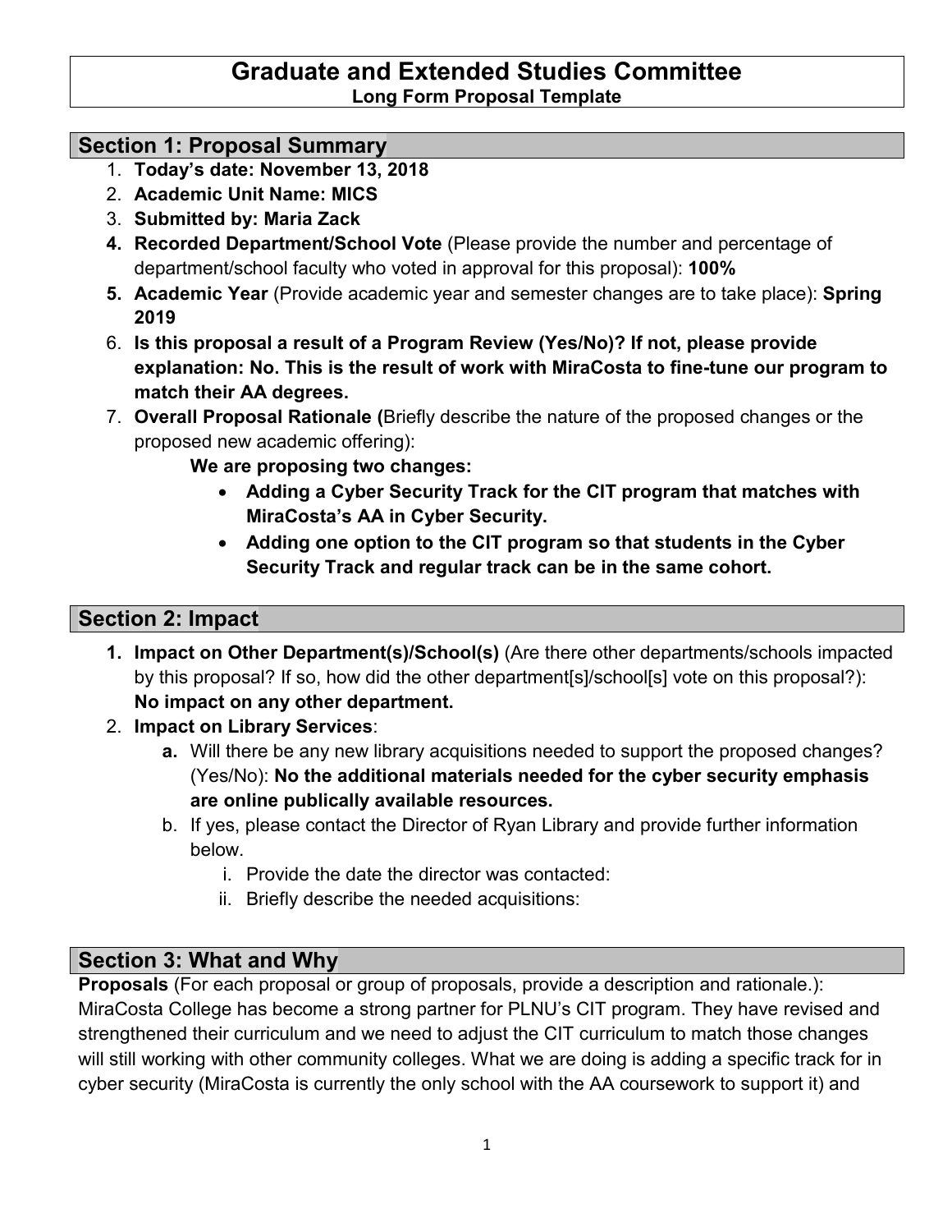# Graduate and Extended Studies Committee

**Long Form Proposal Template**

## Section 1: Proposal Summary

1. **Today's date: November 13, 2018**
2. **Academic Unit Name: MICS**
3. **Submitted by: Maria Zack**
4. **Recorded Department/School Vote** (Please provide the number and percentage of department/school faculty who voted in approval for this proposal): **100%**
5. **Academic Year** (Provide academic year and semester changes are to take place): **Spring 2019**
6. **Is this proposal a result of a Program Review (Yes/No)? If not, please provide explanation: No. This is the result of work with MiraCosta to fine-tune our program to match their AA degrees.**
7. **Overall Proposal Rationale (**Briefly describe the nature of the proposed changes or the proposed new academic offering):

   **We are proposing two changes:**

   - **Adding a Cyber Security Track for the CIT program that matches with MiraCosta's AA in Cyber Security.**
   - **Adding one option to the CIT program so that students in the Cyber Security Track and regular track can be in the same cohort.**

## Section 2: Impact

1. **Impact on Other Department(s)/School(s)** (Are there other departments/schools impacted by this proposal? If so, how did the other department[s]/school[s] vote on this proposal?): **No impact on any other department.**
2. **Impact on Library Services**:
   a. Will there be any new library acquisitions needed to support the proposed changes? (Yes/No): **No the additional materials needed for the cyber security emphasis are online publically available resources.**
   b. If yes, please contact the Director of Ryan Library and provide further information below.
      i. Provide the date the director was contacted:
      ii. Briefly describe the needed acquisitions:

## Section 3: What and Why

**Proposals** (For each proposal or group of proposals, provide a description and rationale.):
MiraCosta College has become a strong partner for PLNU's CIT program. They have revised and strengthened their curriculum and we need to adjust the CIT curriculum to match those changes will still working with other community colleges. What we are doing is adding a specific track for in cyber security (MiraCosta is currently the only school with the AA coursework to support it) and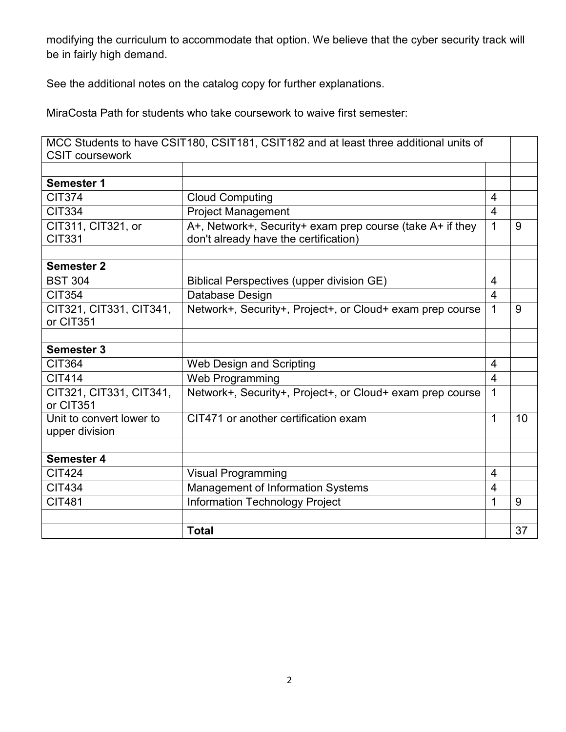modifying the curriculum to accommodate that option. We believe that the cyber security track will be in fairly high demand.

See the additional notes on the catalog copy for further explanations.

MiraCosta Path for students who take coursework to waive first semester:

| MCC Students to have CSIT180, CSIT181, CSIT182 and at least three additional units of CSIT coursework | | | |
|---|---|---|---|
| | | | |
| **Semester 1** | | | |
| CIT374 | Cloud Computing | 4 | |
| CIT334 | Project Management | 4 | |
| CIT311, CIT321, or CIT331 | A+, Network+, Security+ exam prep course (take A+ if they don't already have the certification) | 1 | 9 |
| | | | |
| **Semester 2** | | | |
| BST 304 | Biblical Perspectives (upper division GE) | 4 | |
| CIT354 | Database Design | 4 | |
| CIT321, CIT331, CIT341, or CIT351 | Network+, Security+, Project+, or Cloud+ exam prep course | 1 | 9 |
| | | | |
| **Semester 3** | | | |
| CIT364 | Web Design and Scripting | 4 | |
| CIT414 | Web Programming | 4 | |
| CIT321, CIT331, CIT341, or CIT351 | Network+, Security+, Project+, or Cloud+ exam prep course | 1 | |
| Unit to convert lower to upper division | CIT471 or another certification exam | 1 | 10 |
| | | | |
| **Semester 4** | | | |
| CIT424 | Visual Programming | 4 | |
| CIT434 | Management of Information Systems | 4 | |
| CIT481 | Information Technology Project | 1 | 9 |
| | | | |
| | **Total** | | 37 |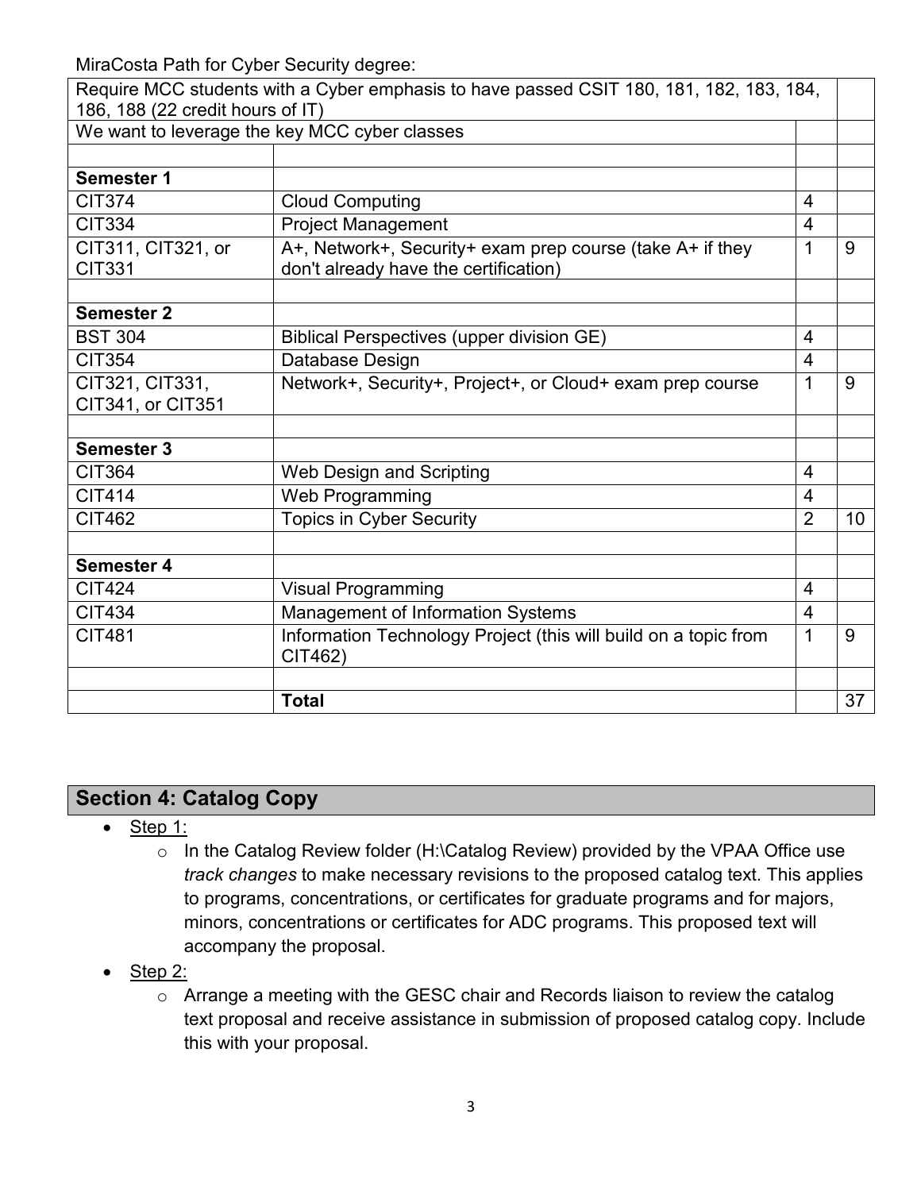MiraCosta Path for Cyber Security degree:

| Require MCC students with a Cyber emphasis to have passed CSIT 180, 181, 182, 183, 184, 186, 188 (22 credit hours of IT) | | | |
|---|---|---|---|
| We want to leverage the key MCC cyber classes | | | |
| | | | |
| **Semester 1** | | | |
| CIT374 | Cloud Computing | 4 | |
| CIT334 | Project Management | 4 | |
| CIT311, CIT321, or CIT331 | A+, Network+, Security+ exam prep course (take A+ if they don't already have the certification) | 1 | 9 |
| | | | |
| **Semester 2** | | | |
| BST 304 | Biblical Perspectives (upper division GE) | 4 | |
| CIT354 | Database Design | 4 | |
| CIT321, CIT331, CIT341, or CIT351 | Network+, Security+, Project+, or Cloud+ exam prep course | 1 | 9 |
| | | | |
| **Semester 3** | | | |
| CIT364 | Web Design and Scripting | 4 | |
| CIT414 | Web Programming | 4 | |
| CIT462 | Topics in Cyber Security | 2 | 10 |
| | | | |
| **Semester 4** | | | |
| CIT424 | Visual Programming | 4 | |
| CIT434 | Management of Information Systems | 4 | |
| CIT481 | Information Technology Project (this will build on a topic from CIT462) | 1 | 9 |
| | | | |
| | **Total** | | 37 |

## Section 4: Catalog Copy

- Step 1:
  - In the Catalog Review folder (H:\Catalog Review) provided by the VPAA Office use *track changes* to make necessary revisions to the proposed catalog text. This applies to programs, concentrations, or certificates for graduate programs and for majors, minors, concentrations or certificates for ADC programs. This proposed text will accompany the proposal.
- Step 2:
  - Arrange a meeting with the GESC chair and Records liaison to review the catalog text proposal and receive assistance in submission of proposed catalog copy. Include this with your proposal.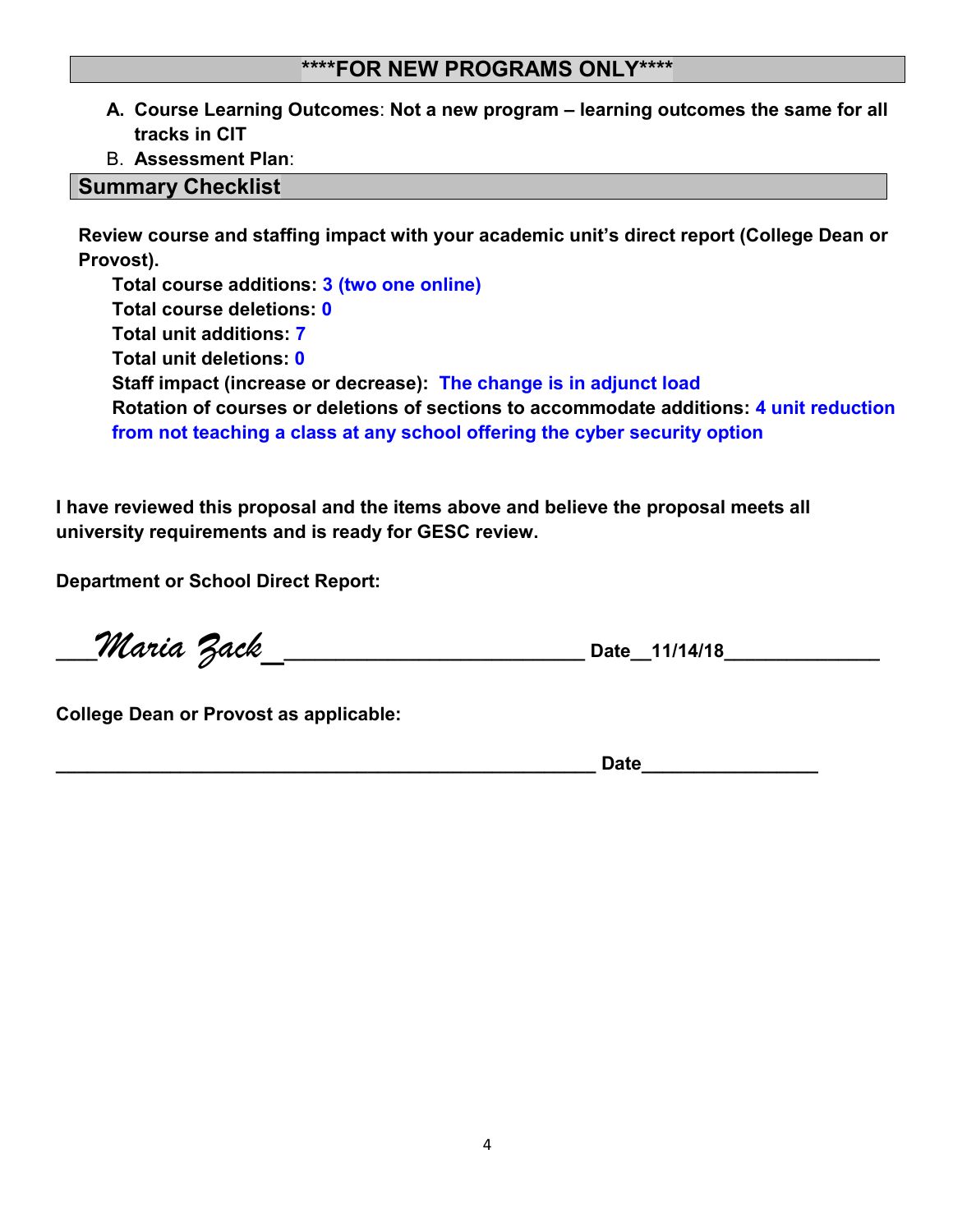## \*\*\*\*FOR NEW PROGRAMS ONLY\*\*\*\*

A. **Course Learning Outcomes**: **Not a new program – learning outcomes the same for all tracks in CIT**

B. **Assessment Plan**:

## Summary Checklist

**Review course and staffing impact with your academic unit's direct report (College Dean or Provost).**

- **Total course additions: 3 (two one online)**
- **Total course deletions: 0**
- **Total unit additions: 7**
- **Total unit deletions: 0**
- **Staff impact (increase or decrease): The change is in adjunct load**
- **Rotation of courses or deletions of sections to accommodate additions: 4 unit reduction from not teaching a class at any school offering the cyber security option**

**I have reviewed this proposal and the items above and believe the proposal meets all university requirements and is ready for GESC review.**

**Department or School Direct Report:**

___*Maria Zack*___________________________ **Date__11/14/18______________**

**College Dean or Provost as applicable:**

______________________________________________________ **Date________________**